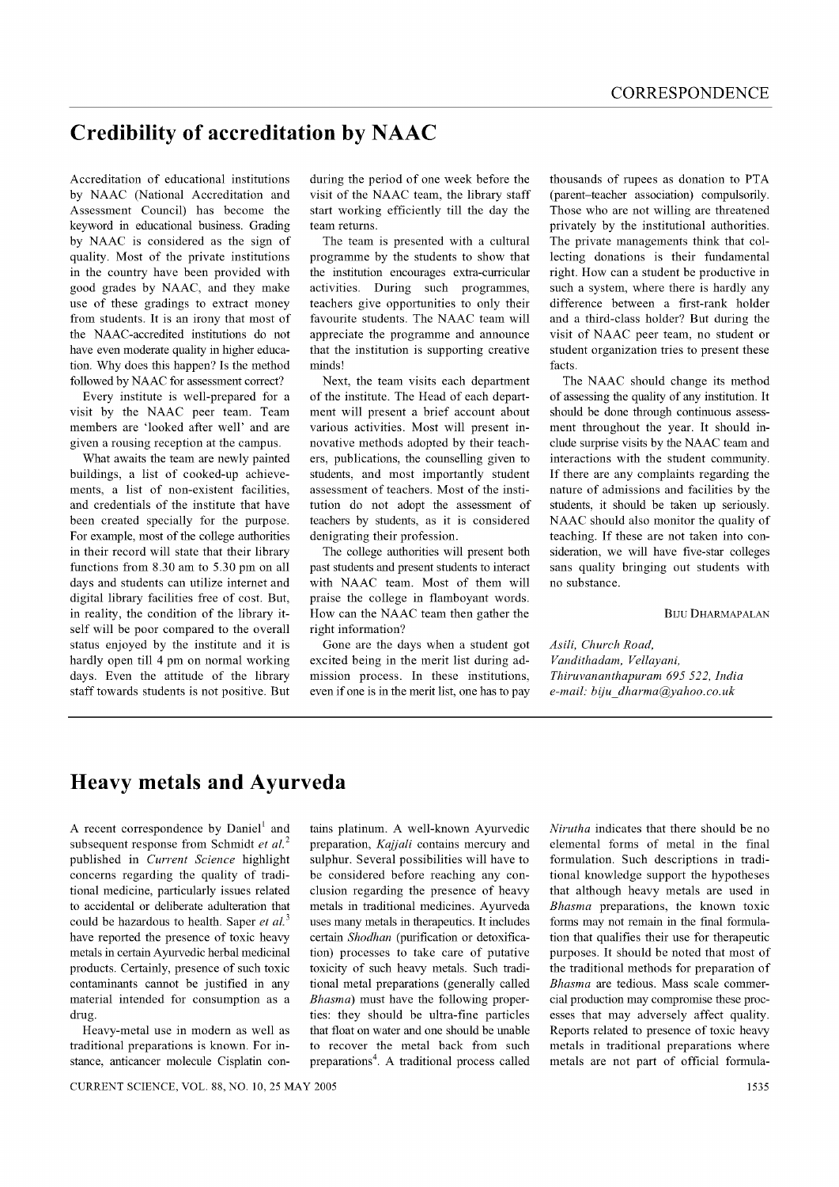# Credibility of accreditation by NAAC

Accreditation of educational institutions by NAAC (National Accreditation and Assessment Council) has become the keyword in educational business. Grading by NAAC is considered as the sign of quality. Most of the private institutions in the country have been provided with good grades by NAAC, and they make use of these gradings to extract money from students. It is an irony that most of the NAAC-accredited institutions do not have even moderate quality in higher education. Why does this happen? Is the method followed by NAAC for assessment correct?

Every institute is well-prepared for a visit by the NAAC peer team. Team members are 'looked after well' and are given a rousing reception at the campus.

What awaits the team are newly painted buildings, a list of cooked-up achievements, a list of non-existent facilities, and credentials of the institute that have been created specially for the purpose. For example, most of the college authorities in their record will state that their library functions from 8.30 am to 5.30 pm on all days and students can utilize internet and digital library facilities free of cost. But, in reality, the condition of the library itself will be poor compared to the overall status enjoyed by the institute and it is hardly open till 4 pm on normal working days. Even the attitude of the library staff towards students is not positive. But during the period of one week before the visit of the NAAC team, the library staff start working efficiently till the day the team returns.

The team is presented with a cultural programme by the students to show that the institution encourages extra-curricular activities. During such programmes, teachers give opportunities to only their favourite students. The NAAC team will appreciate the programme and announce that the institution is supporting creative minds!

Next, the team visits each department of the institute. The Head of each department will present a brief account about various activities. Most will present innovative methods adopted by their teachers, publications, the counselling given to students, and most importantly student assessment of teachers. Most of the institution do not adopt the assessment of teachers by students, as it is considered denigrating their profession.

The college authorities will present both past students and present students to interact with NAAC team. Most of them will praise the college in flamboyant words. How can the NAAC team then gather the right information?

Gone are the days when a student got excited being in the merit list during admission process. In these institutions, even if one is in the merit list, one has to pay thousands of rupees as donation to PTA (parent–teacher association) compulsorily. Those who are not willing are threatened privately by the institutional authorities. The private managements think that collecting donations is their fundamental right. How can a student be productive in such a system, where there is hardly any difference between a first-rank holder and a third-class holder? But during the visit of NAAC peer team, no student or student organization tries to present these facts.

The NAAC should change its method of assessing the quality of any institution. It should be done through continuous assessment throughout the year. It should include surprise visits by the NAAC team and interactions with the student community. If there are any complaints regarding the nature of admissions and facilities by the students, it should be taken up seriously. NAAC should also monitor the quality of teaching. If these are not taken into consideration, we will have five-star colleges sans quality bringing out students with no substance.

BIJU DHARMAPALAN

*Asili, Church Road,*
*Vandithadam, Vellayani,*
*Thiruvananthapuram 695 522, India*
*e-mail: biju_dharma@yahoo.co.uk*

# Heavy metals and Ayurveda

A recent correspondence by Daniel[1] and subsequent response from Schmidt *et al.*[2] published in *Current Science* highlight concerns regarding the quality of traditional medicine, particularly issues related to accidental or deliberate adulteration that could be hazardous to health. Saper *et al.*[3] have reported the presence of toxic heavy metals in certain Ayurvedic herbal medicinal products. Certainly, presence of such toxic contaminants cannot be justified in any material intended for consumption as a drug.

Heavy-metal use in modern as well as traditional preparations is known. For instance, anticancer molecule Cisplatin contains platinum. A well-known Ayurvedic preparation, *Kajjali* contains mercury and sulphur. Several possibilities will have to be considered before reaching any conclusion regarding the presence of heavy metals in traditional medicines. Ayurveda uses many metals in therapeutics. It includes certain *Shodhan* (purification or detoxification) processes to take care of putative toxicity of such heavy metals. Such traditional metal preparations (generally called *Bhasma*) must have the following properties: they should be ultra-fine particles that float on water and one should be unable to recover the metal back from such preparations[4]. A traditional process called *Nirutha* indicates that there should be no elemental forms of metal in the final formulation. Such descriptions in traditional knowledge support the hypotheses that although heavy metals are used in *Bhasma* preparations, the known toxic forms may not remain in the final formulation that qualifies their use for therapeutic purposes. It should be noted that most of the traditional methods for preparation of *Bhasma* are tedious. Mass scale commercial production may compromise these processes that may adversely affect quality. Reports related to presence of toxic heavy metals in traditional preparations where metals are not part of official formula-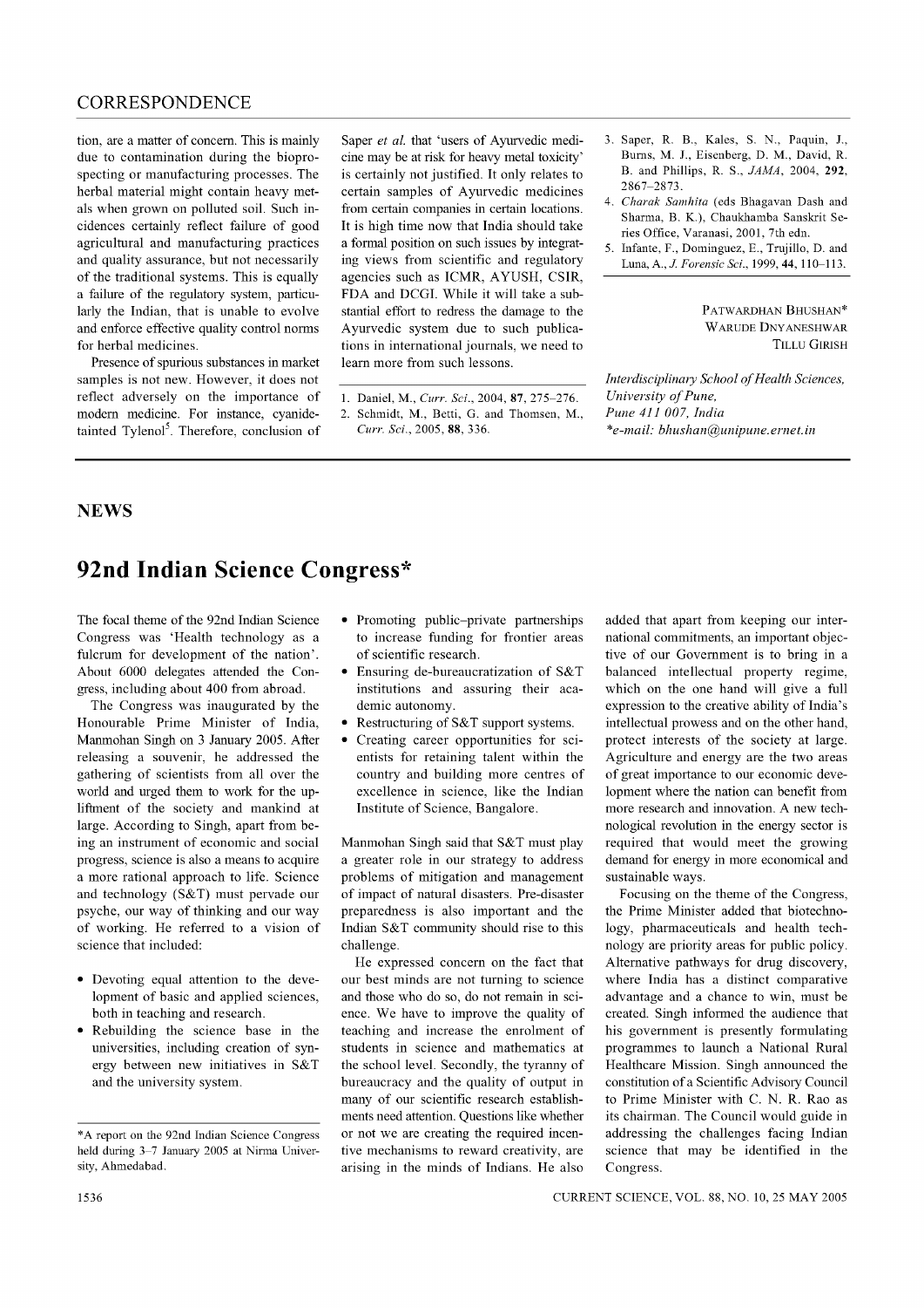tion, are a matter of concern. This is mainly due to contamination during the bioprospecting or manufacturing processes. The herbal material might contain heavy metals when grown on polluted soil. Such incidences certainly reflect failure of good agricultural and manufacturing practices and quality assurance, but not necessarily of the traditional systems. This is equally a failure of the regulatory system, particularly the Indian, that is unable to evolve and enforce effective quality control norms for herbal medicines.

Presence of spurious substances in market samples is not new. However, it does not reflect adversely on the importance of modern medicine. For instance, cyanide-tainted Tylenol[5]. Therefore, conclusion of Saper *et al.* that 'users of Ayurvedic medicine may be at risk for heavy metal toxicity' is certainly not justified. It only relates to certain samples of Ayurvedic medicines from certain companies in certain locations. It is high time now that India should take a formal position on such issues by integrating views from scientific and regulatory agencies such as ICMR, AYUSH, CSIR, FDA and DCGI. While it will take a substantial effort to redress the damage to the Ayurvedic system due to such publications in international journals, we need to learn more from such lessons.

1. Daniel, M., *Curr. Sci.*, 2004, **87**, 275–276.
2. Schmidt, M., Betti, G. and Thomsen, M., *Curr. Sci.*, 2005, **88**, 336.
3. Saper, R. B., Kales, S. N., Paquin, J., Burns, M. J., Eisenberg, D. M., David, R. B. and Phillips, R. S., *JAMA*, 2004, **292**, 2867–2873.
4. *Charak Samhita* (eds Bhagavan Dash and Sharma, B. K.), Chaukhamba Sanskrit Series Office, Varanasi, 2001, 7th edn.
5. Infante, F., Dominguez, E., Trujillo, D. and Luna, A., *J. Forensic Sci.*, 1999, **44**, 110–113.

PATWARDHAN BHUSHAN*
WARUDE DNYANESHWAR
TILLU GIRISH

*Interdisciplinary School of Health Sciences, University of Pune, Pune 411 007, India*
*\*e-mail: bhushan@unipune.ernet.in*

## NEWS

# 92nd Indian Science Congress*

The focal theme of the 92nd Indian Science Congress was 'Health technology as a fulcrum for development of the nation'. About 6000 delegates attended the Congress, including about 400 from abroad.

The Congress was inaugurated by the Honourable Prime Minister of India, Manmohan Singh on 3 January 2005. After releasing a souvenir, he addressed the gathering of scientists from all over the world and urged them to work for the upliftment of the society and mankind at large. According to Singh, apart from being an instrument of economic and social progress, science is also a means to acquire a more rational approach to life. Science and technology (S&T) must pervade our psyche, our way of thinking and our way of working. He referred to a vision of science that included:

- Devoting equal attention to the development of basic and applied sciences, both in teaching and research.
- Rebuilding the science base in the universities, including creation of synergy between new initiatives in S&T and the university system.
- Promoting public–private partnerships to increase funding for frontier areas of scientific research.
- Ensuring de-bureaucratization of S&T institutions and assuring their academic autonomy.
- Restructuring of S&T support systems.
- Creating career opportunities for scientists for retaining talent within the country and building more centres of excellence in science, like the Indian Institute of Science, Bangalore.

Manmohan Singh said that S&T must play a greater role in our strategy to address problems of mitigation and management of impact of natural disasters. Pre-disaster preparedness is also important and the Indian S&T community should rise to this challenge.

He expressed concern on the fact that our best minds are not turning to science and those who do so, do not remain in science. We have to improve the quality of teaching and increase the enrolment of students in science and mathematics at the school level. Secondly, the tyranny of bureaucracy and the quality of output in many of our scientific research establishments need attention. Questions like whether or not we are creating the required incentive mechanisms to reward creativity, are arising in the minds of Indians. He also added that apart from keeping our international commitments, an important objective of our Government is to bring in a balanced intellectual property regime, which on the one hand will give a full expression to the creative ability of India's intellectual prowess and on the other hand, protect interests of the society at large. Agriculture and energy are the two areas of great importance to our economic development where the nation can benefit from more research and innovation. A new technological revolution in the energy sector is required that would meet the growing demand for energy in more economical and sustainable ways.

Focusing on the theme of the Congress, the Prime Minister added that biotechnology, pharmaceuticals and health technology are priority areas for public policy. Alternative pathways for drug discovery, where India has a distinct comparative advantage and a chance to win, must be created. Singh informed the audience that his government is presently formulating programmes to launch a National Rural Healthcare Mission. Singh announced the constitution of a Scientific Advisory Council to Prime Minister with C. N. R. Rao as its chairman. The Council would guide in addressing the challenges facing Indian science that may be identified in the Congress.

*A report on the 92nd Indian Science Congress held during 3–7 January 2005 at Nirma University, Ahmedabad.